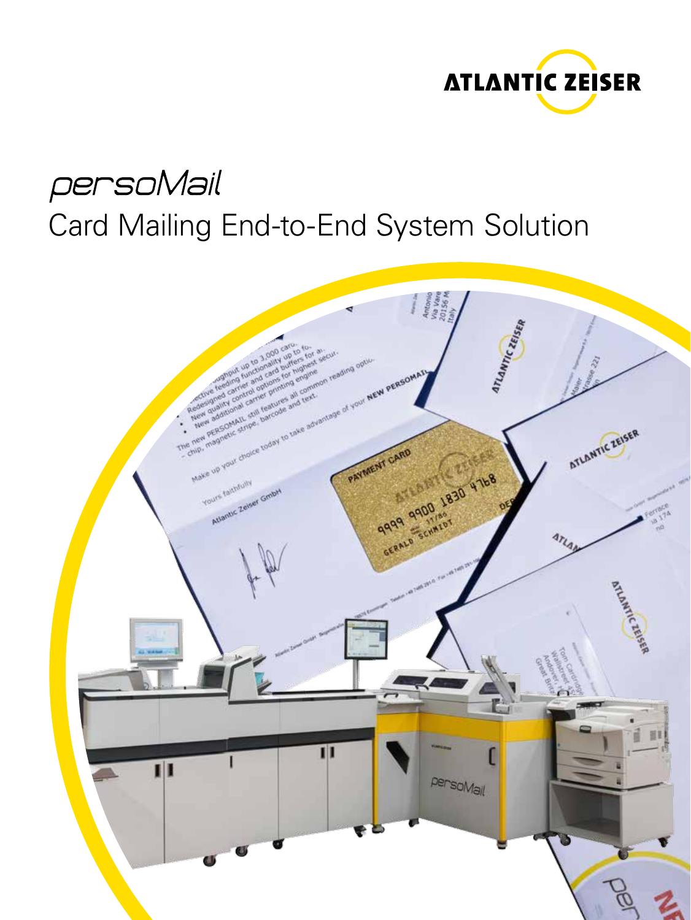ATLANTIC ZEISER

# persoMail

## Card Mailing End-to-End System Solution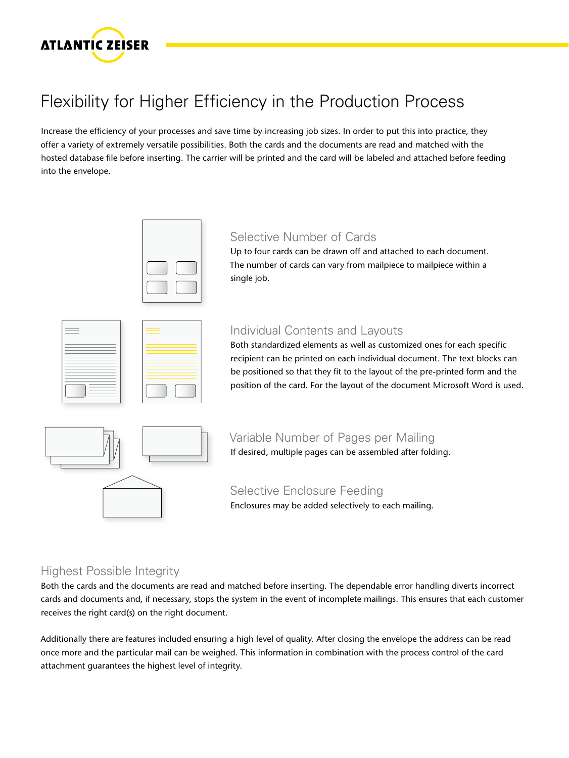# Flexibility for Higher Efficiency in the Production Process

Increase the efficiency of your processes and save time by increasing job sizes. In order to put this into practice, they offer a variety of extremely versatile possibilities. Both the cards and the documents are read and matched with the hosted database file before inserting. The carrier will be printed and the card will be labeled and attached before feeding into the envelope.

## Selective Number of Cards

Up to four cards can be drawn off and attached to each document. The number of cards can vary from mailpiece to mailpiece within a single job.

## Individual Contents and Layouts

Both standardized elements as well as customized ones for each specific recipient can be printed on each individual document. The text blocks can be positioned so that they fit to the layout of the pre-printed form and the position of the card. For the layout of the document Microsoft Word is used.

## Variable Number of Pages per Mailing

If desired, multiple pages can be assembled after folding.

## Selective Enclosure Feeding

Enclosures may be added selectively to each mailing.

## Highest Possible Integrity

Both the cards and the documents are read and matched before inserting. The dependable error handling diverts incorrect cards and documents and, if necessary, stops the system in the event of incomplete mailings. This ensures that each customer receives the right card(s) on the right document.

Additionally there are features included ensuring a high level of quality. After closing the envelope the address can be read once more and the particular mail can be weighed. This information in combination with the process control of the card attachment guarantees the highest level of integrity.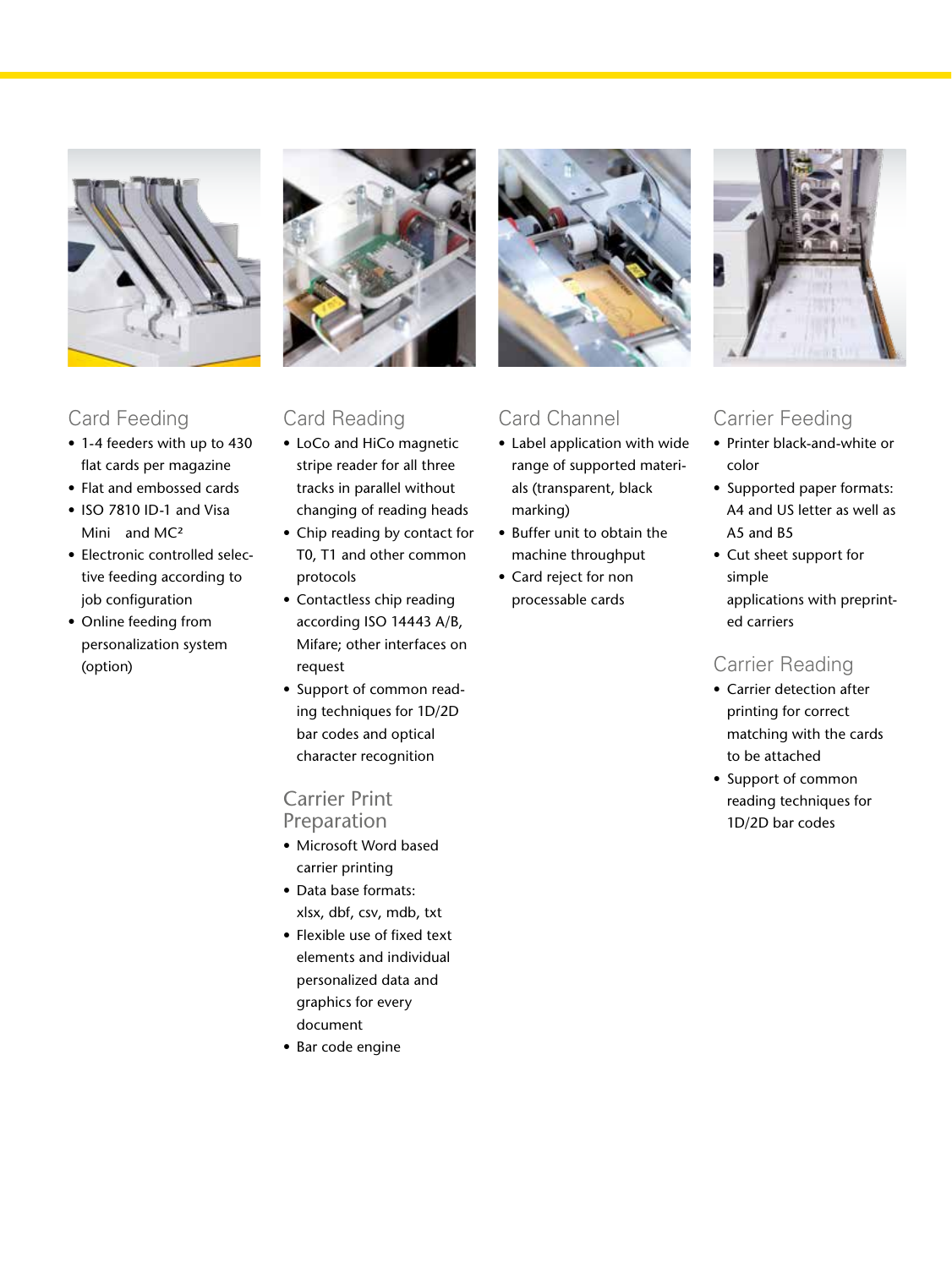## Card Feeding

- 1-4 feeders with up to 430 flat cards per magazine
- Flat and embossed cards
- ISO 7810 ID-1 and Visa Mini and MC²
- Electronic controlled selective feeding according to job configuration
- Online feeding from personalization system (option)

## Card Reading

- LoCo and HiCo magnetic stripe reader for all three tracks in parallel without changing of reading heads
- Chip reading by contact for T0, T1 and other common protocols
- Contactless chip reading according ISO 14443 A/B, Mifare; other interfaces on request
- Support of common reading techniques for 1D/2D bar codes and optical character recognition

## Carrier Print Preparation

- Microsoft Word based carrier printing
- Data base formats: xlsx, dbf, csv, mdb, txt
- Flexible use of fixed text elements and individual personalized data and graphics for every document
- Bar code engine

## Card Channel

- Label application with wide range of supported materials (transparent, black marking)
- Buffer unit to obtain the machine throughput
- Card reject for non processable cards

## Carrier Feeding

- Printer black-and-white or color
- Supported paper formats: A4 and US letter as well as A5 and B5
- Cut sheet support for simple applications with preprinted carriers

## Carrier Reading

- Carrier detection after printing for correct matching with the cards to be attached
- Support of common reading techniques for 1D/2D bar codes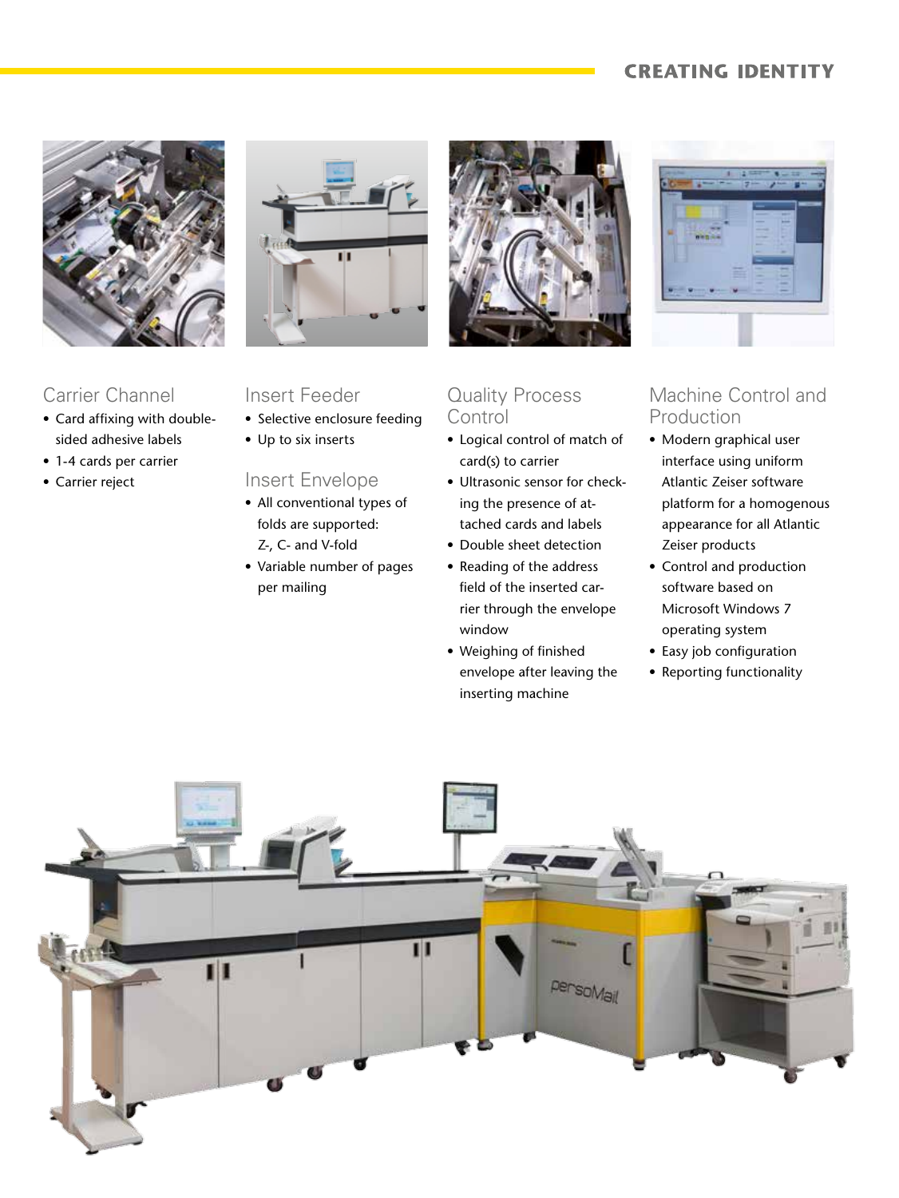## Carrier Channel

- Card affixing with double-sided adhesive labels
- 1-4 cards per carrier
- Carrier reject

## Insert Feeder

- Selective enclosure feeding
- Up to six inserts

## Insert Envelope

- All conventional types of folds are supported: Z-, C- and V-fold
- Variable number of pages per mailing

## Quality Process Control

- Logical control of match of card(s) to carrier
- Ultrasonic sensor for checking the presence of attached cards and labels
- Double sheet detection
- Reading of the address field of the inserted carrier through the envelope window
- Weighing of finished envelope after leaving the inserting machine

## Machine Control and Production

- Modern graphical user interface using uniform Atlantic Zeiser software platform for a homogenous appearance for all Atlantic Zeiser products
- Control and production software based on Microsoft Windows 7 operating system
- Easy job configuration
- Reporting functionality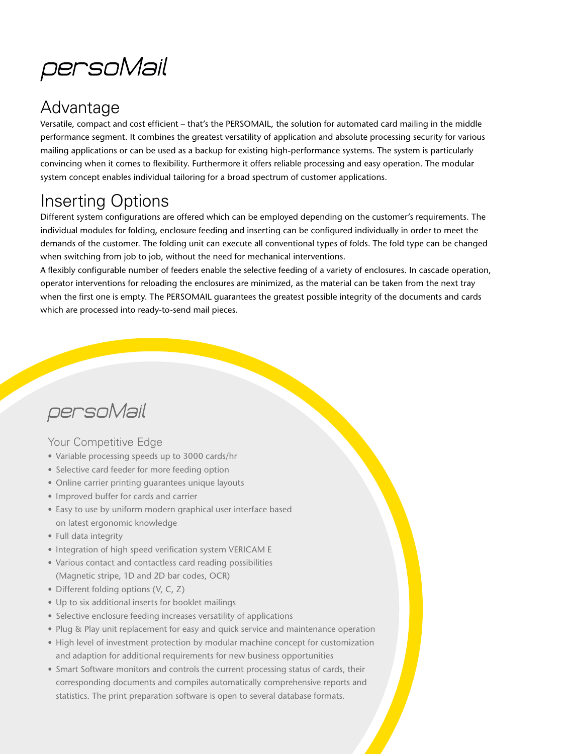# persoMail

## Advantage

Versatile, compact and cost efficient – that's the PERSOMAIL, the solution for automated card mailing in the middle performance segment. It combines the greatest versatility of application and absolute processing security for various mailing applications or can be used as a backup for existing high-performance systems. The system is particularly convincing when it comes to flexibility. Furthermore it offers reliable processing and easy operation. The modular system concept enables individual tailoring for a broad spectrum of customer applications.

## Inserting Options

Different system configurations are offered which can be employed depending on the customer's requirements. The individual modules for folding, enclosure feeding and inserting can be configured individually in order to meet the demands of the customer. The folding unit can execute all conventional types of folds. The fold type can be changed when switching from job to job, without the need for mechanical interventions.

A flexibly configurable number of feeders enable the selective feeding of a variety of enclosures. In cascade operation, operator interventions for reloading the enclosures are minimized, as the material can be taken from the next tray when the first one is empty. The PERSOMAIL guarantees the greatest possible integrity of the documents and cards which are processed into ready-to-send mail pieces.

## persoMail

### Your Competitive Edge

- Variable processing speeds up to 3000 cards/hr
- Selective card feeder for more feeding option
- Online carrier printing guarantees unique layouts
- Improved buffer for cards and carrier
- Easy to use by uniform modern graphical user interface based on latest ergonomic knowledge
- Full data integrity
- Integration of high speed verification system VERICAM E
- Various contact and contactless card reading possibilities (Magnetic stripe, 1D and 2D bar codes, OCR)
- Different folding options (V, C, Z)
- Up to six additional inserts for booklet mailings
- Selective enclosure feeding increases versatility of applications
- Plug & Play unit replacement for easy and quick service and maintenance operation
- High level of investment protection by modular machine concept for customization and adaption for additional requirements for new business opportunities
- Smart Software monitors and controls the current processing status of cards, their corresponding documents and compiles automatically comprehensive reports and statistics. The print preparation software is open to several database formats.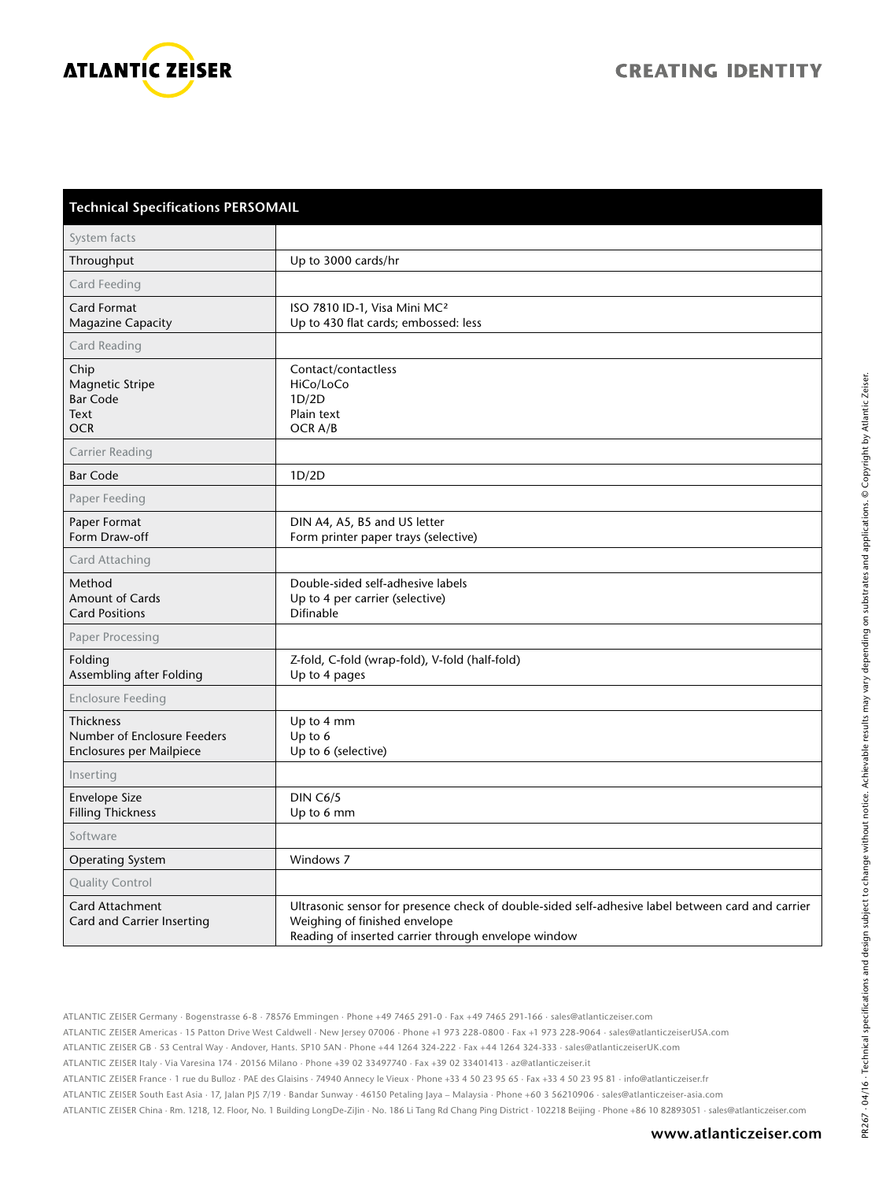ATLANTIC ZEISER

CREATING IDENTITY

| Technical Specifications PERSOMAIL | |
|---|---|
| System facts | |
| Throughput | Up to 3000 cards/hr |
| Card Feeding | |
| Card Format<br>Magazine Capacity | ISO 7810 ID-1, Visa Mini MC²<br>Up to 430 flat cards; embossed: less |
| Card Reading | |
| Chip<br>Magnetic Stripe<br>Bar Code<br>Text<br>OCR | Contact/contactless<br>HiCo/LoCo<br>1D/2D<br>Plain text<br>OCR A/B |
| Carrier Reading | |
| Bar Code | 1D/2D |
| Paper Feeding | |
| Paper Format<br>Form Draw-off | DIN A4, A5, B5 and US letter<br>Form printer paper trays (selective) |
| Card Attaching | |
| Method<br>Amount of Cards<br>Card Positions | Double-sided self-adhesive labels<br>Up to 4 per carrier (selective)<br>Difinable |
| Paper Processing | |
| Folding<br>Assembling after Folding | Z-fold, C-fold (wrap-fold), V-fold (half-fold)<br>Up to 4 pages |
| Enclosure Feeding | |
| Thickness<br>Number of Enclosure Feeders<br>Enclosures per Mailpiece | Up to 4 mm<br>Up to 6<br>Up to 6 (selective) |
| Inserting | |
| Envelope Size<br>Filling Thickness | DIN C6/5<br>Up to 6 mm |
| Software | |
| Operating System | Windows 7 |
| Quality Control | |
| Card Attachment<br>Card and Carrier Inserting | Ultrasonic sensor for presence check of double-sided self-adhesive label between card and carrier<br>Weighing of finished envelope<br>Reading of inserted carrier through envelope window |

ATLANTIC ZEISER Germany · Bogenstrasse 6-8 · 78576 Emmingen · Phone +49 7465 291-0 · Fax +49 7465 291-166 · sales@atlanticzeiser.com

ATLANTIC ZEISER Americas · 15 Patton Drive West Caldwell · New Jersey 07006 · Phone +1 973 228-0800 · Fax +1 973 228-9064 · sales@atlanticzeiserUSA.com

ATLANTIC ZEISER GB · 53 Central Way · Andover, Hants. SP10 5AN · Phone +44 1264 324-222 · Fax +44 1264 324-333 · sales@atlanticzeiserUK.com

ATLANTIC ZEISER Italy · Via Varesina 174 · 20156 Milano · Phone +39 02 33497740 · Fax +39 02 33401413 · az@atlanticzeiser.it

ATLANTIC ZEISER France · 1 rue du Bulloz · PAE des Glaisins · 74940 Annecy le Vieux · Phone +33 4 50 23 95 65 · Fax +33 4 50 23 95 81 · info@atlanticzeiser.fr

ATLANTIC ZEISER South East Asia · 17, Jalan PJS 7/19 · Bandar Sunway · 46150 Petaling Jaya – Malaysia · Phone +60 3 56210906 · sales@atlanticzeiser-asia.com

ATLANTIC ZEISER China · Rm. 1218, 12. Floor, No. 1 Building LongDe-ZiJin · No. 186 Li Tang Rd Chang Ping District · 102218 Beijing · Phone +86 10 82893051 · sales@atlanticzeiser.com

www.atlanticzeiser.com

PR267 · 04/16 · Technical specifications and design subject to change without notice. Achievable results may vary depending on substrates and applications. © Copyright by Atlantic Zeiser.